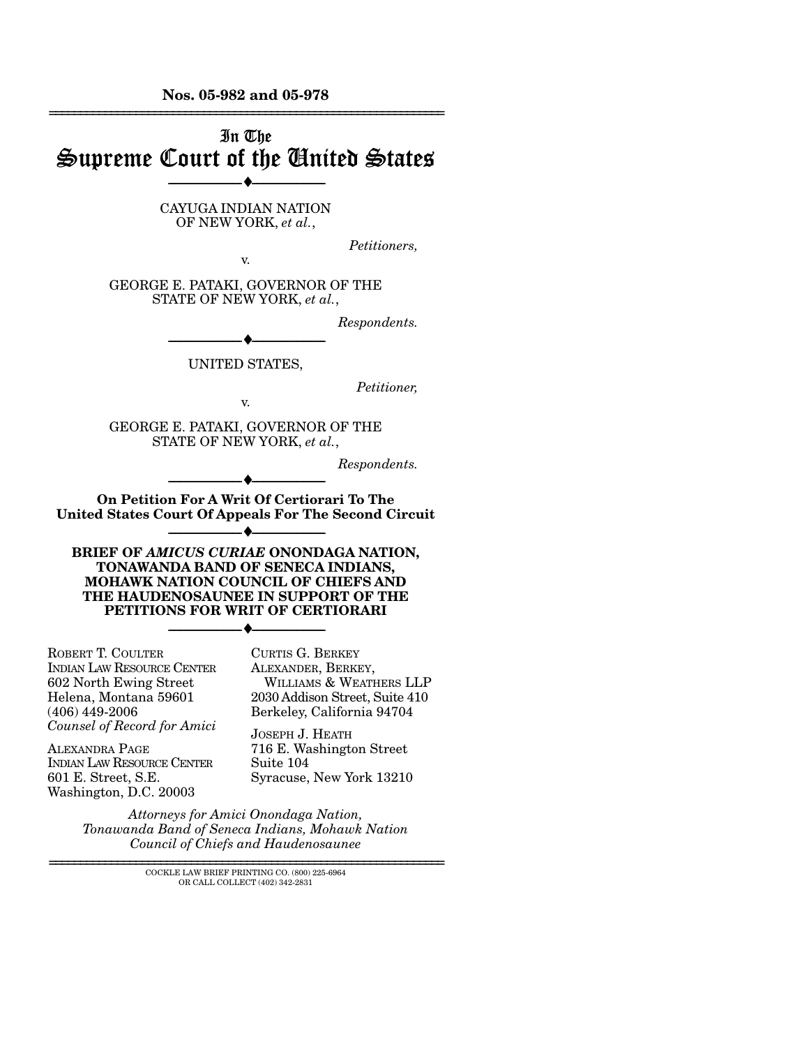**Nos. 05-982 and 05-978**

---

# In The Supreme Court of the United States

---

CAYUGA INDIAN NATION OF NEW YORK, *et al.*,

*Petitioners,*

v.

GEORGE E. PATAKI, GOVERNOR OF THE STATE OF NEW YORK, *et al.*,

*Respondents.*

---

UNITED STATES,

*Petitioner,*

v.

GEORGE E. PATAKI, GOVERNOR OF THE STATE OF NEW YORK, *et al.*,

*Respondents.*

---

**On Petition For A Writ Of Certiorari To The United States Court Of Appeals For The Second Circuit**

---

**BRIEF OF *AMICUS CURIAE* ONONDAGA NATION, TONAWANDA BAND OF SENECA INDIANS, MOHAWK NATION COUNCIL OF CHIEFS AND THE HAUDENOSAUNEE IN SUPPORT OF THE PETITIONS FOR WRIT OF CERTIORARI**

---

ROBERT T. COULTER
INDIAN LAW RESOURCE CENTER
602 North Ewing Street
Helena, Montana 59601
(406) 449-2006
*Counsel of Record for Amici*

ALEXANDRA PAGE
INDIAN LAW RESOURCE CENTER
601 E. Street, S.E.
Washington, D.C. 20003

CURTIS G. BERKEY
ALEXANDER, BERKEY, WILLIAMS & WEATHERS LLP
2030 Addison Street, Suite 410
Berkeley, California 94704

JOSEPH J. HEATH
716 E. Washington Street
Suite 104
Syracuse, New York 13210

*Attorneys for Amici Onondaga Nation, Tonawanda Band of Seneca Indians, Mohawk Nation Council of Chiefs and Haudenosaunee*

---

COCKLE LAW BRIEF PRINTING CO. (800) 225-6964
OR CALL COLLECT (402) 342-2831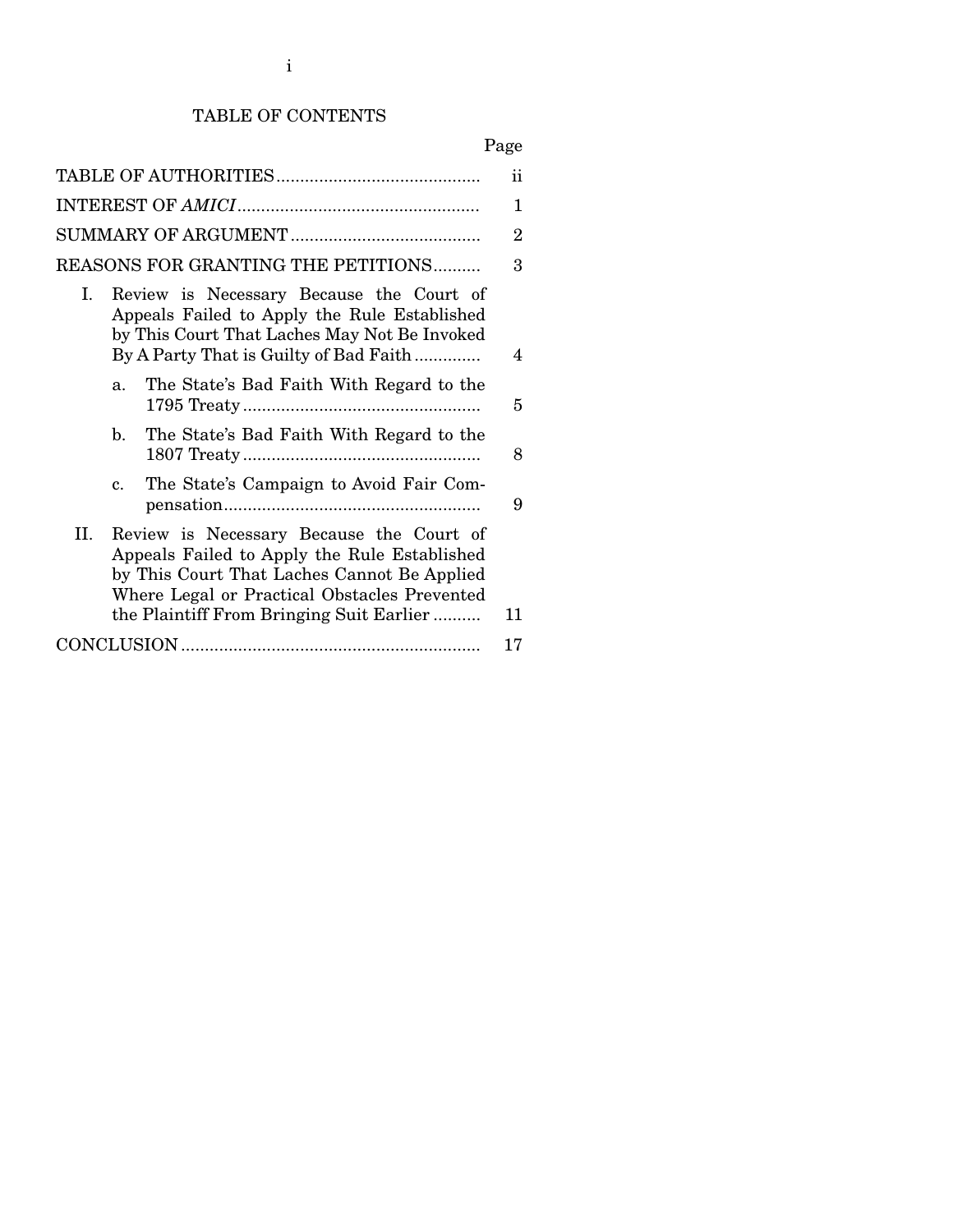# TABLE OF CONTENTS

| | Page |
|---|---|
| TABLE OF AUTHORITIES | ii |
| INTEREST OF *AMICI* | 1 |
| SUMMARY OF ARGUMENT | 2 |
| REASONS FOR GRANTING THE PETITIONS | 3 |
| I. Review is Necessary Because the Court of Appeals Failed to Apply the Rule Established by This Court That Laches May Not Be Invoked By A Party That is Guilty of Bad Faith | 4 |
| a. The State's Bad Faith With Regard to the 1795 Treaty | 5 |
| b. The State's Bad Faith With Regard to the 1807 Treaty | 8 |
| c. The State's Campaign to Avoid Fair Compensation | 9 |
| II. Review is Necessary Because the Court of Appeals Failed to Apply the Rule Established by This Court That Laches Cannot Be Applied Where Legal or Practical Obstacles Prevented the Plaintiff From Bringing Suit Earlier | 11 |
| CONCLUSION | 17 |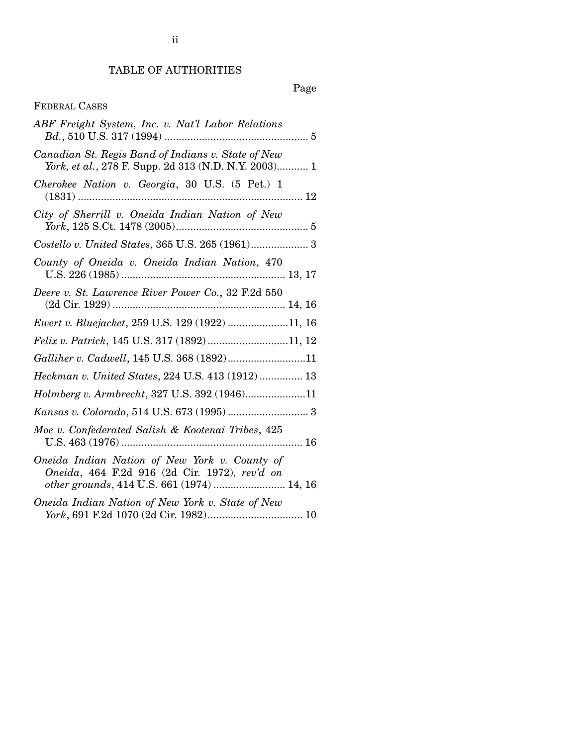# TABLE OF AUTHORITIES

Page

## FEDERAL CASES

*ABF Freight System, Inc. v. Nat'l Labor Relations Bd.*, 510 U.S. 317 (1994) .................................................. 5

*Canadian St. Regis Band of Indians v. State of New York, et al.*, 278 F. Supp. 2d 313 (N.D. N.Y. 2003)........... 1

*Cherokee Nation v. Georgia*, 30 U.S. (5 Pet.) 1 (1831) .............................................................................. 12

*City of Sherrill v. Oneida Indian Nation of New York*, 125 S.Ct. 1478 (2005).............................................. 5

*Costello v. United States*, 365 U.S. 265 (1961).................... 3

*County of Oneida v. Oneida Indian Nation*, 470 U.S. 226 (1985) ......................................................... 13, 17

*Deere v. St. Lawrence River Power Co.*, 32 F.2d 550 (2d Cir. 1929) ............................................................ 14, 16

*Ewert v. Bluejacket*, 259 U.S. 129 (1922) .....................11, 16

*Felix v. Patrick*, 145 U.S. 317 (1892) ............................11, 12

*Galliher v. Cadwell*, 145 U.S. 368 (1892)...........................11

*Heckman v. United States*, 224 U.S. 413 (1912) ............... 13

*Holmberg v. Armbrecht*, 327 U.S. 392 (1946).....................11

*Kansas v. Colorado*, 514 U.S. 673 (1995) ............................ 3

*Moe v. Confederated Salish & Kootenai Tribes*, 425 U.S. 463 (1976) ............................................................... 16

*Oneida Indian Nation of New York v. County of Oneida*, 464 F.2d 916 (2d Cir. 1972), *rev'd on other grounds*, 414 U.S. 661 (1974) ......................... 14, 16

*Oneida Indian Nation of New York v. State of New York*, 691 F.2d 1070 (2d Cir. 1982)................................. 10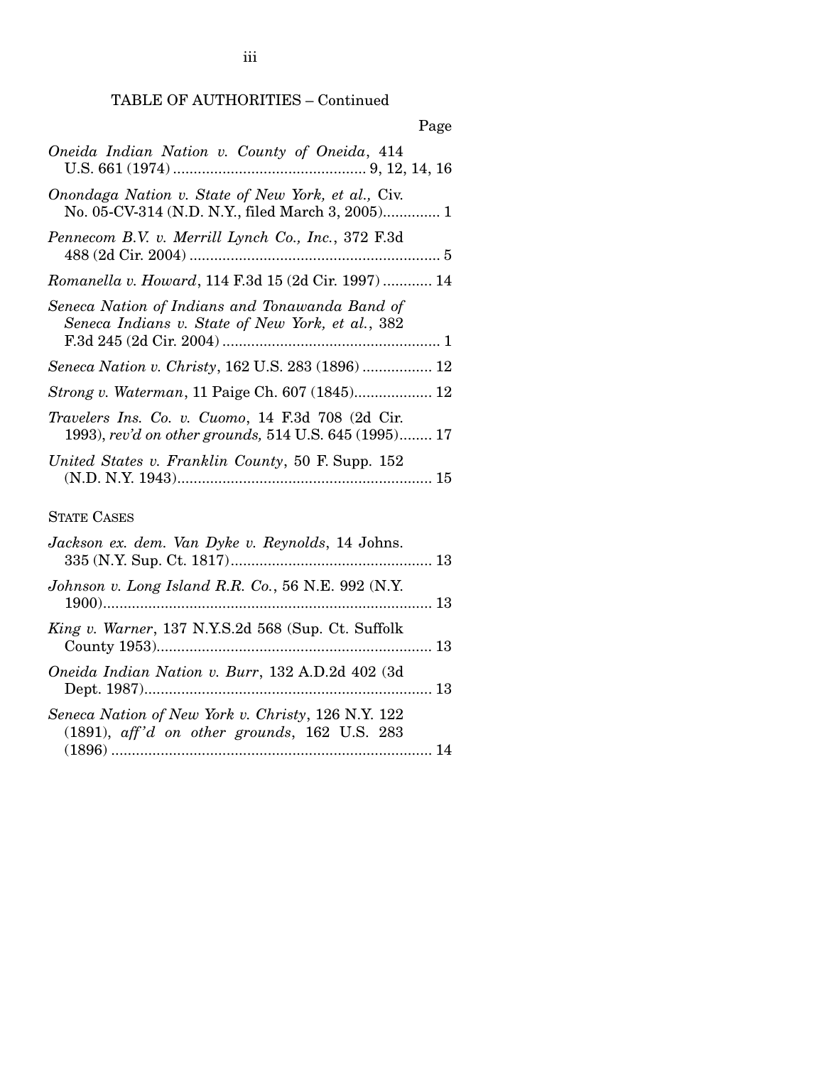TABLE OF AUTHORITIES – Continued

Page

*Oneida Indian Nation v. County of Oneida*, 414 U.S. 661 (1974) .............................................. 9, 12, 14, 16

*Onondaga Nation v. State of New York, et al.,* Civ. No. 05-CV-314 (N.D. N.Y., filed March 3, 2005).............. 1

*Pennecom B.V. v. Merrill Lynch Co., Inc.*, 372 F.3d 488 (2d Cir. 2004) ............................................................. 5

*Romanella v. Howard*, 114 F.3d 15 (2d Cir. 1997) ............ 14

*Seneca Nation of Indians and Tonawanda Band of Seneca Indians v. State of New York, et al.*, 382 F.3d 245 (2d Cir. 2004) ..................................................... 1

*Seneca Nation v. Christy*, 162 U.S. 283 (1896) ................. 12

*Strong v. Waterman*, 11 Paige Ch. 607 (1845)................... 12

*Travelers Ins. Co. v. Cuomo*, 14 F.3d 708 (2d Cir. 1993), *rev'd on other grounds,* 514 U.S. 645 (1995)........ 17

*United States v. Franklin County*, 50 F. Supp. 152 (N.D. N.Y. 1943).............................................................. 15

STATE CASES

*Jackson ex. dem. Van Dyke v. Reynolds*, 14 Johns. 335 (N.Y. Sup. Ct. 1817)................................................. 13

*Johnson v. Long Island R.R. Co.*, 56 N.E. 992 (N.Y. 1900)................................................................................ 13

*King v. Warner*, 137 N.Y.S.2d 568 (Sup. Ct. Suffolk County 1953)................................................................... 13

*Oneida Indian Nation v. Burr*, 132 A.D.2d 402 (3d Dept. 1987)...................................................................... 13

*Seneca Nation of New York v. Christy*, 126 N.Y. 122 (1891), *aff'd on other grounds*, 162 U.S. 283 (1896) .............................................................................. 14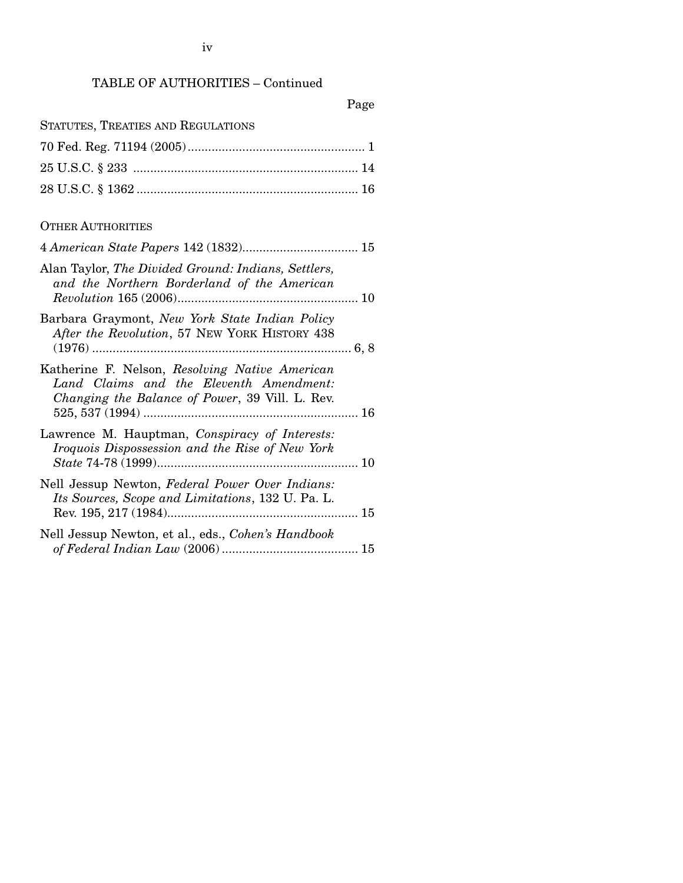TABLE OF AUTHORITIES – Continued

Page

STATUTES, TREATIES AND REGULATIONS

70 Fed. Reg. 71194 (2005) .................................................... 1

25 U.S.C. § 233 .................................................................. 14

28 U.S.C. § 1362 ................................................................. 16

OTHER AUTHORITIES

4 *American State Papers* 142 (1832) .................................. 15

Alan Taylor, *The Divided Ground: Indians, Settlers, and the Northern Borderland of the American Revolution* 165 (2006) ..................................................... 10

Barbara Graymont, *New York State Indian Policy After the Revolution*, 57 NEW YORK HISTORY 438 (1976) ............................................................................ 6, 8

Katherine F. Nelson, *Resolving Native American Land Claims and the Eleventh Amendment: Changing the Balance of Power*, 39 Vill. L. Rev. 525, 537 (1994) ............................................................... 16

Lawrence M. Hauptman, *Conspiracy of Interests: Iroquois Dispossession and the Rise of New York State* 74-78 (1999) ........................................................... 10

Nell Jessup Newton, *Federal Power Over Indians: Its Sources, Scope and Limitations*, 132 U. Pa. L. Rev. 195, 217 (1984) ........................................................ 15

Nell Jessup Newton, et al., eds., *Cohen's Handbook of Federal Indian Law* (2006) ........................................ 15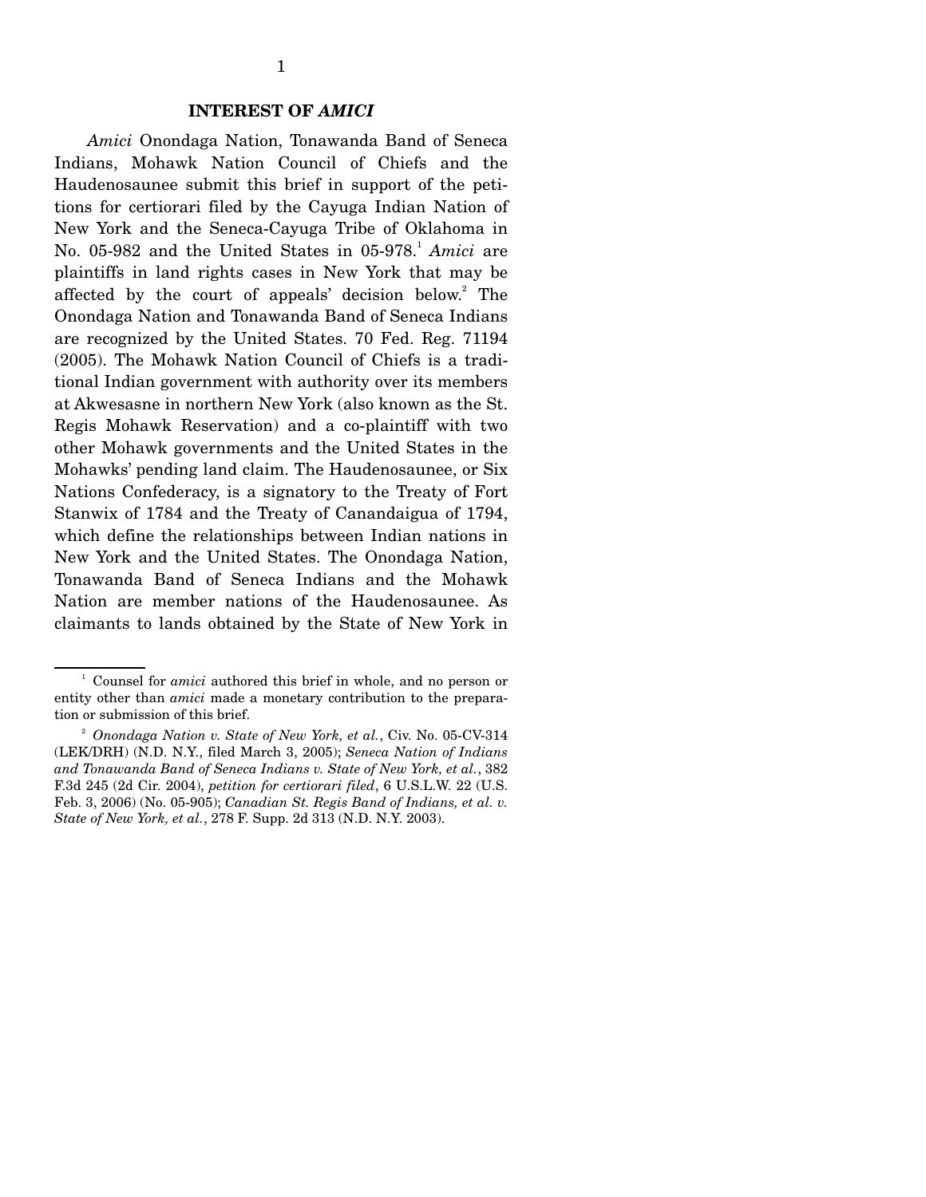## INTEREST OF *AMICI*

*Amici* Onondaga Nation, Tonawanda Band of Seneca Indians, Mohawk Nation Council of Chiefs and the Haudenosaunee submit this brief in support of the petitions for certiorari filed by the Cayuga Indian Nation of New York and the Seneca-Cayuga Tribe of Oklahoma in No. 05-982 and the United States in 05-978.[1] *Amici* are plaintiffs in land rights cases in New York that may be affected by the court of appeals' decision below.[2] The Onondaga Nation and Tonawanda Band of Seneca Indians are recognized by the United States. 70 Fed. Reg. 71194 (2005). The Mohawk Nation Council of Chiefs is a traditional Indian government with authority over its members at Akwesasne in northern New York (also known as the St. Regis Mohawk Reservation) and a co-plaintiff with two other Mohawk governments and the United States in the Mohawks' pending land claim. The Haudenosaunee, or Six Nations Confederacy, is a signatory to the Treaty of Fort Stanwix of 1784 and the Treaty of Canandaigua of 1794, which define the relationships between Indian nations in New York and the United States. The Onondaga Nation, Tonawanda Band of Seneca Indians and the Mohawk Nation are member nations of the Haudenosaunee. As claimants to lands obtained by the State of New York in

---

[1] Counsel for *amici* authored this brief in whole, and no person or entity other than *amici* made a monetary contribution to the preparation or submission of this brief.

[2] *Onondaga Nation v. State of New York, et al.*, Civ. No. 05-CV-314 (LEK/DRH) (N.D. N.Y., filed March 3, 2005); *Seneca Nation of Indians and Tonawanda Band of Seneca Indians v. State of New York, et al.*, 382 F.3d 245 (2d Cir. 2004), *petition for certiorari filed*, 6 U.S.L.W. 22 (U.S. Feb. 3, 2006) (No. 05-905); *Canadian St. Regis Band of Indians, et al. v. State of New York, et al.*, 278 F. Supp. 2d 313 (N.D. N.Y. 2003).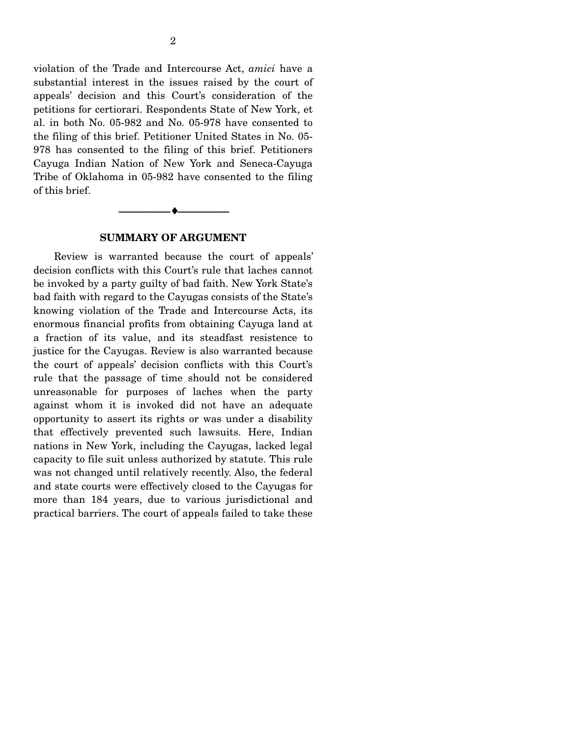violation of the Trade and Intercourse Act, *amici* have a substantial interest in the issues raised by the court of appeals' decision and this Court's consideration of the petitions for certiorari. Respondents State of New York, et al. in both No. 05-982 and No. 05-978 have consented to the filing of this brief. Petitioner United States in No. 05-978 has consented to the filing of this brief. Petitioners Cayuga Indian Nation of New York and Seneca-Cayuga Tribe of Oklahoma in 05-982 have consented to the filing of this brief.

---

## SUMMARY OF ARGUMENT

Review is warranted because the court of appeals' decision conflicts with this Court's rule that laches cannot be invoked by a party guilty of bad faith. New York State's bad faith with regard to the Cayugas consists of the State's knowing violation of the Trade and Intercourse Acts, its enormous financial profits from obtaining Cayuga land at a fraction of its value, and its steadfast resistence to justice for the Cayugas. Review is also warranted because the court of appeals' decision conflicts with this Court's rule that the passage of time should not be considered unreasonable for purposes of laches when the party against whom it is invoked did not have an adequate opportunity to assert its rights or was under a disability that effectively prevented such lawsuits. Here, Indian nations in New York, including the Cayugas, lacked legal capacity to file suit unless authorized by statute. This rule was not changed until relatively recently. Also, the federal and state courts were effectively closed to the Cayugas for more than 184 years, due to various jurisdictional and practical barriers. The court of appeals failed to take these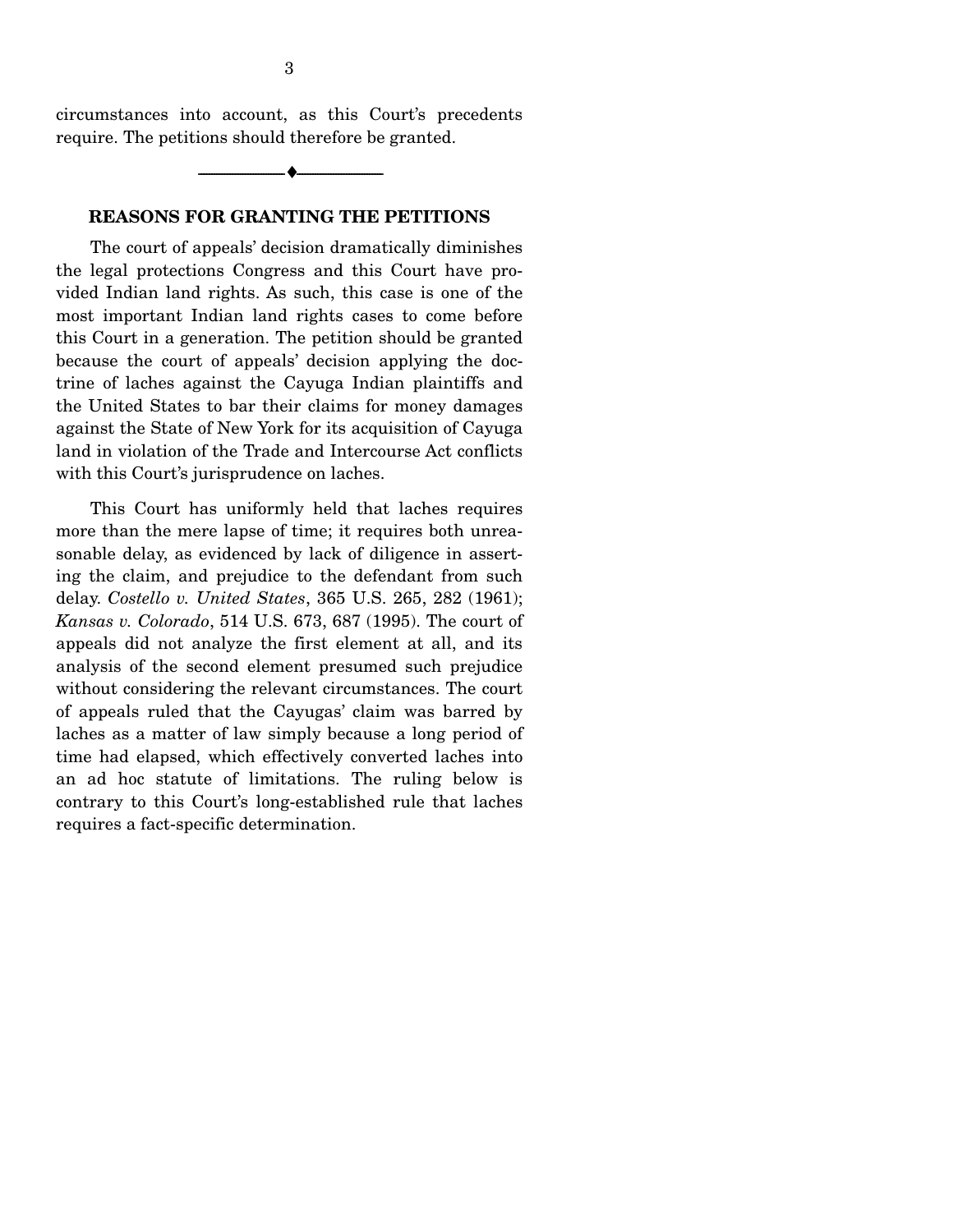circumstances into account, as this Court's precedents require. The petitions should therefore be granted.

---

## REASONS FOR GRANTING THE PETITIONS

The court of appeals' decision dramatically diminishes the legal protections Congress and this Court have provided Indian land rights. As such, this case is one of the most important Indian land rights cases to come before this Court in a generation. The petition should be granted because the court of appeals' decision applying the doctrine of laches against the Cayuga Indian plaintiffs and the United States to bar their claims for money damages against the State of New York for its acquisition of Cayuga land in violation of the Trade and Intercourse Act conflicts with this Court's jurisprudence on laches.

This Court has uniformly held that laches requires more than the mere lapse of time; it requires both unreasonable delay, as evidenced by lack of diligence in asserting the claim, and prejudice to the defendant from such delay. *Costello v. United States*, 365 U.S. 265, 282 (1961); *Kansas v. Colorado*, 514 U.S. 673, 687 (1995). The court of appeals did not analyze the first element at all, and its analysis of the second element presumed such prejudice without considering the relevant circumstances. The court of appeals ruled that the Cayugas' claim was barred by laches as a matter of law simply because a long period of time had elapsed, which effectively converted laches into an ad hoc statute of limitations. The ruling below is contrary to this Court's long-established rule that laches requires a fact-specific determination.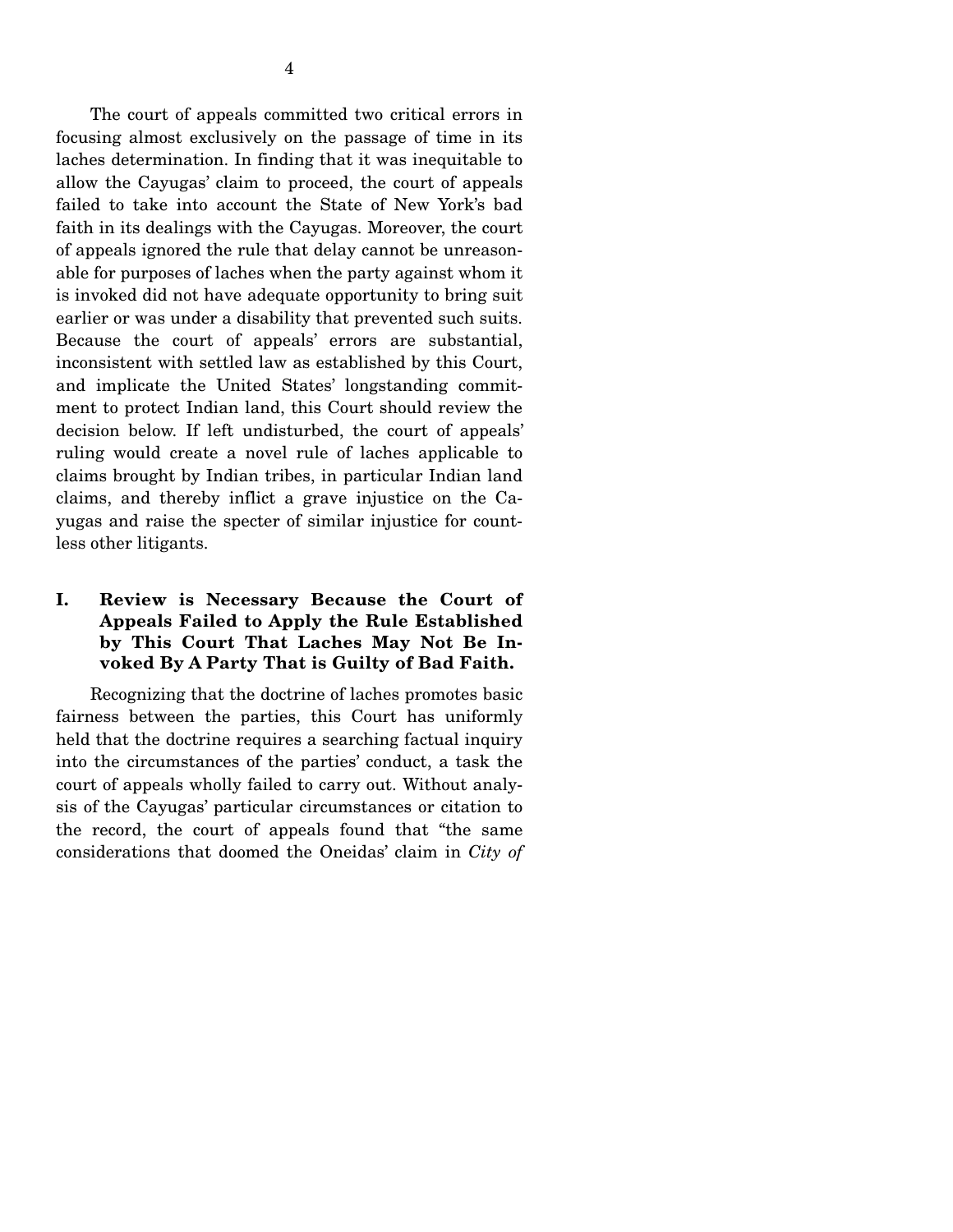The court of appeals committed two critical errors in focusing almost exclusively on the passage of time in its laches determination. In finding that it was inequitable to allow the Cayugas' claim to proceed, the court of appeals failed to take into account the State of New York's bad faith in its dealings with the Cayugas. Moreover, the court of appeals ignored the rule that delay cannot be unreasonable for purposes of laches when the party against whom it is invoked did not have adequate opportunity to bring suit earlier or was under a disability that prevented such suits. Because the court of appeals' errors are substantial, inconsistent with settled law as established by this Court, and implicate the United States' longstanding commitment to protect Indian land, this Court should review the decision below. If left undisturbed, the court of appeals' ruling would create a novel rule of laches applicable to claims brought by Indian tribes, in particular Indian land claims, and thereby inflict a grave injustice on the Cayugas and raise the specter of similar injustice for countless other litigants.

## I. Review is Necessary Because the Court of Appeals Failed to Apply the Rule Established by This Court That Laches May Not Be Invoked By A Party That is Guilty of Bad Faith.

Recognizing that the doctrine of laches promotes basic fairness between the parties, this Court has uniformly held that the doctrine requires a searching factual inquiry into the circumstances of the parties' conduct, a task the court of appeals wholly failed to carry out. Without analysis of the Cayugas' particular circumstances or citation to the record, the court of appeals found that "the same considerations that doomed the Oneidas' claim in *City of*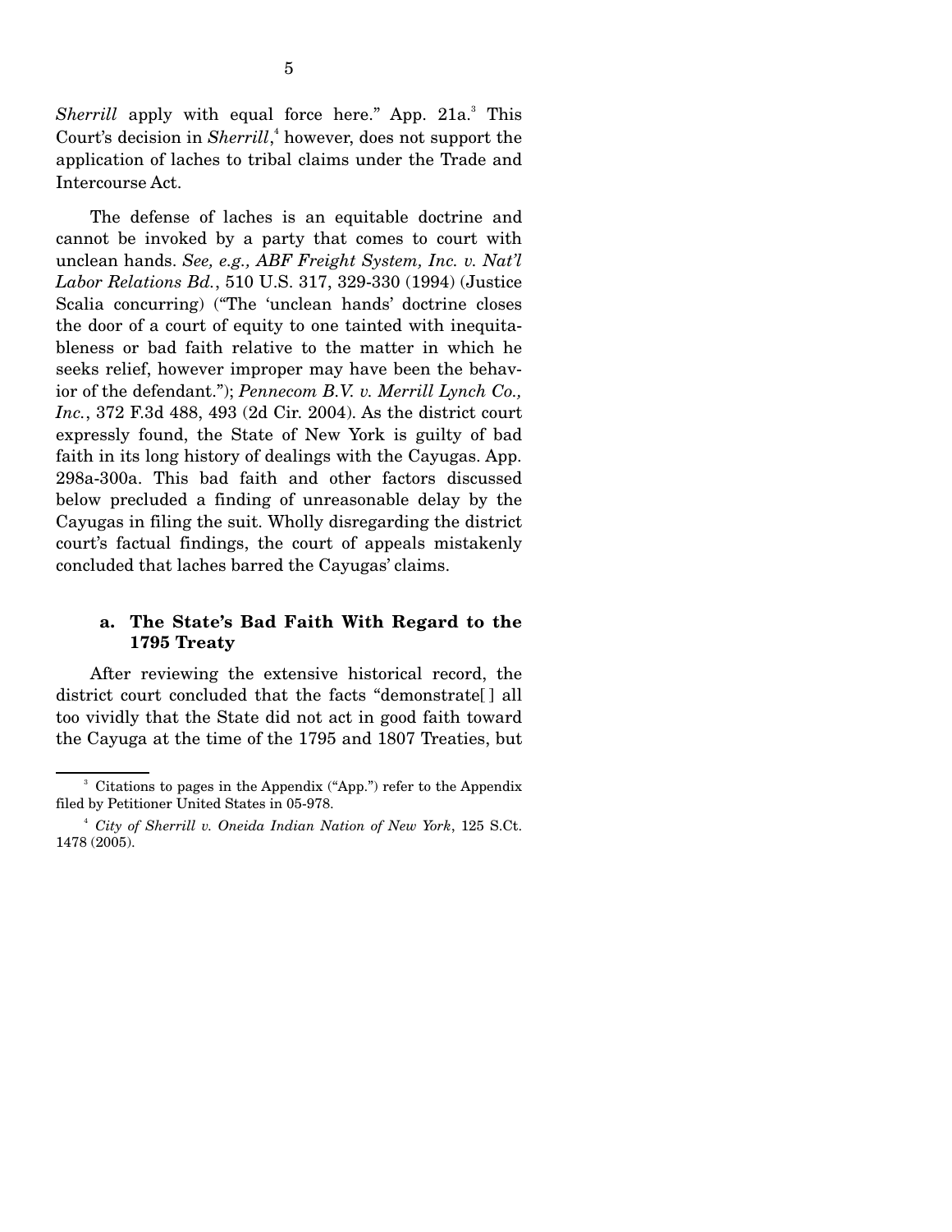*Sherrill* apply with equal force here." App. 21a.[3] This Court's decision in *Sherrill*,[4] however, does not support the application of laches to tribal claims under the Trade and Intercourse Act.

The defense of laches is an equitable doctrine and cannot be invoked by a party that comes to court with unclean hands. *See, e.g., ABF Freight System, Inc. v. Nat'l Labor Relations Bd.*, 510 U.S. 317, 329-330 (1994) (Justice Scalia concurring) ("The 'unclean hands' doctrine closes the door of a court of equity to one tainted with inequitableness or bad faith relative to the matter in which he seeks relief, however improper may have been the behavior of the defendant."); *Pennecom B.V. v. Merrill Lynch Co., Inc.*, 372 F.3d 488, 493 (2d Cir. 2004). As the district court expressly found, the State of New York is guilty of bad faith in its long history of dealings with the Cayugas. App. 298a-300a. This bad faith and other factors discussed below precluded a finding of unreasonable delay by the Cayugas in filing the suit. Wholly disregarding the district court's factual findings, the court of appeals mistakenly concluded that laches barred the Cayugas' claims.

### a. The State's Bad Faith With Regard to the 1795 Treaty

After reviewing the extensive historical record, the district court concluded that the facts "demonstrate[ ] all too vividly that the State did not act in good faith toward the Cayuga at the time of the 1795 and 1807 Treaties, but

---

[3] Citations to pages in the Appendix ("App.") refer to the Appendix filed by Petitioner United States in 05-978.

[4] *City of Sherrill v. Oneida Indian Nation of New York*, 125 S.Ct. 1478 (2005).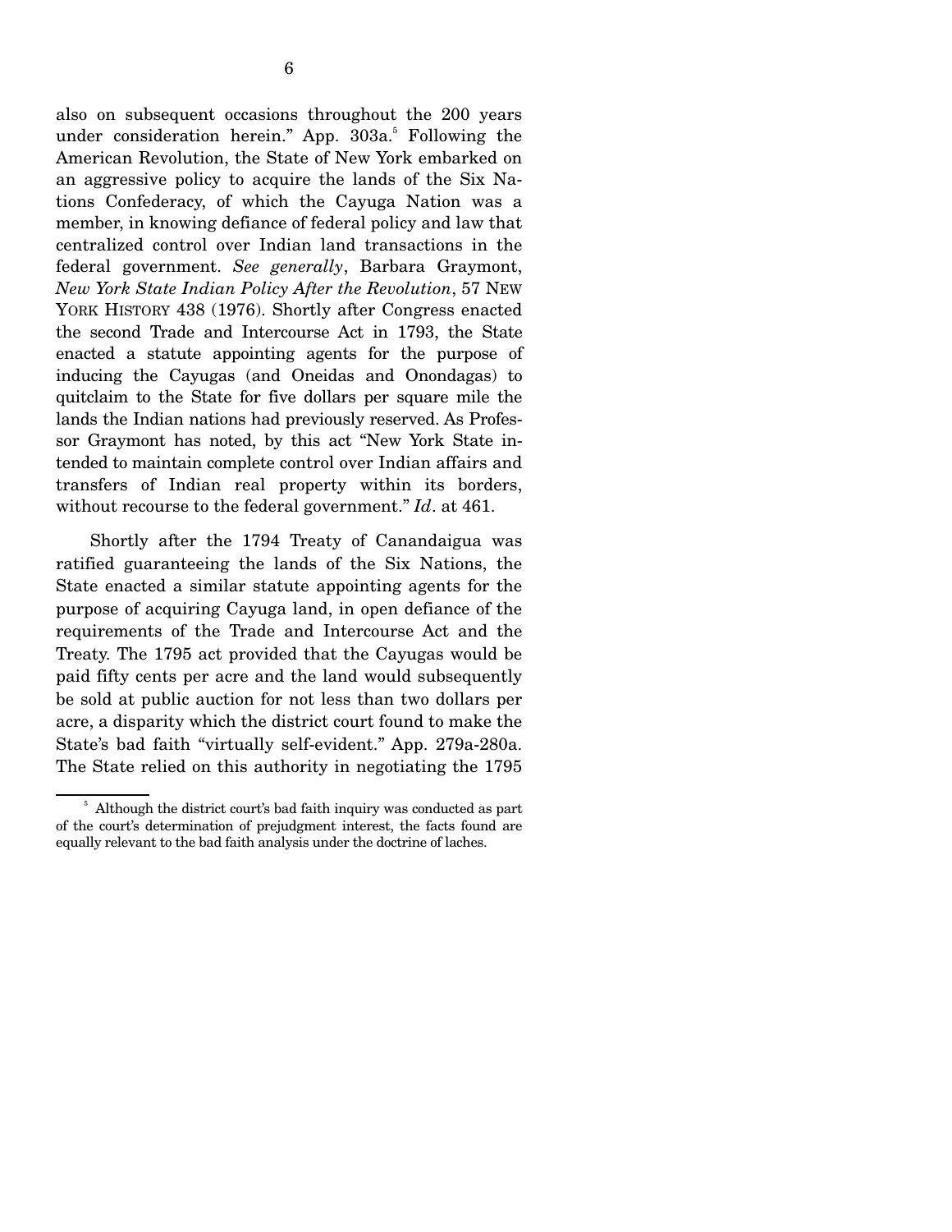also on subsequent occasions throughout the 200 years under consideration herein." App. 303a.[5] Following the American Revolution, the State of New York embarked on an aggressive policy to acquire the lands of the Six Nations Confederacy, of which the Cayuga Nation was a member, in knowing defiance of federal policy and law that centralized control over Indian land transactions in the federal government. *See generally*, Barbara Graymont, *New York State Indian Policy After the Revolution*, 57 NEW YORK HISTORY 438 (1976). Shortly after Congress enacted the second Trade and Intercourse Act in 1793, the State enacted a statute appointing agents for the purpose of inducing the Cayugas (and Oneidas and Onondagas) to quitclaim to the State for five dollars per square mile the lands the Indian nations had previously reserved. As Professor Graymont has noted, by this act "New York State intended to maintain complete control over Indian affairs and transfers of Indian real property within its borders, without recourse to the federal government." *Id*. at 461.

Shortly after the 1794 Treaty of Canandaigua was ratified guaranteeing the lands of the Six Nations, the State enacted a similar statute appointing agents for the purpose of acquiring Cayuga land, in open defiance of the requirements of the Trade and Intercourse Act and the Treaty. The 1795 act provided that the Cayugas would be paid fifty cents per acre and the land would subsequently be sold at public auction for not less than two dollars per acre, a disparity which the district court found to make the State's bad faith "virtually self-evident." App. 279a-280a. The State relied on this authority in negotiating the 1795

[5] Although the district court's bad faith inquiry was conducted as part of the court's determination of prejudgment interest, the facts found are equally relevant to the bad faith analysis under the doctrine of laches.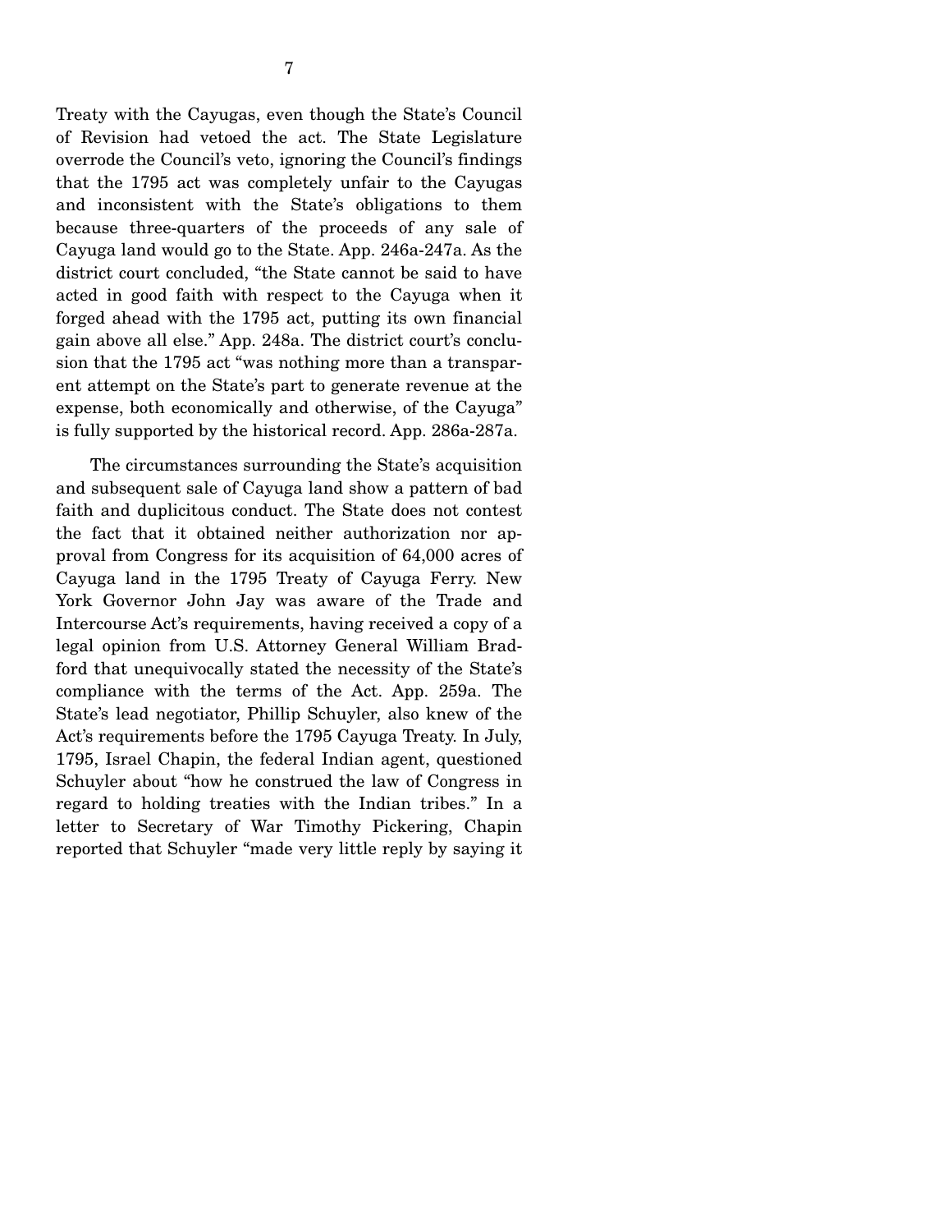Treaty with the Cayugas, even though the State's Council of Revision had vetoed the act. The State Legislature overrode the Council's veto, ignoring the Council's findings that the 1795 act was completely unfair to the Cayugas and inconsistent with the State's obligations to them because three-quarters of the proceeds of any sale of Cayuga land would go to the State. App. 246a-247a. As the district court concluded, "the State cannot be said to have acted in good faith with respect to the Cayuga when it forged ahead with the 1795 act, putting its own financial gain above all else." App. 248a. The district court's conclusion that the 1795 act "was nothing more than a transparent attempt on the State's part to generate revenue at the expense, both economically and otherwise, of the Cayuga" is fully supported by the historical record. App. 286a-287a.

The circumstances surrounding the State's acquisition and subsequent sale of Cayuga land show a pattern of bad faith and duplicitous conduct. The State does not contest the fact that it obtained neither authorization nor approval from Congress for its acquisition of 64,000 acres of Cayuga land in the 1795 Treaty of Cayuga Ferry. New York Governor John Jay was aware of the Trade and Intercourse Act's requirements, having received a copy of a legal opinion from U.S. Attorney General William Bradford that unequivocally stated the necessity of the State's compliance with the terms of the Act. App. 259a. The State's lead negotiator, Phillip Schuyler, also knew of the Act's requirements before the 1795 Cayuga Treaty. In July, 1795, Israel Chapin, the federal Indian agent, questioned Schuyler about "how he construed the law of Congress in regard to holding treaties with the Indian tribes." In a letter to Secretary of War Timothy Pickering, Chapin reported that Schuyler "made very little reply by saying it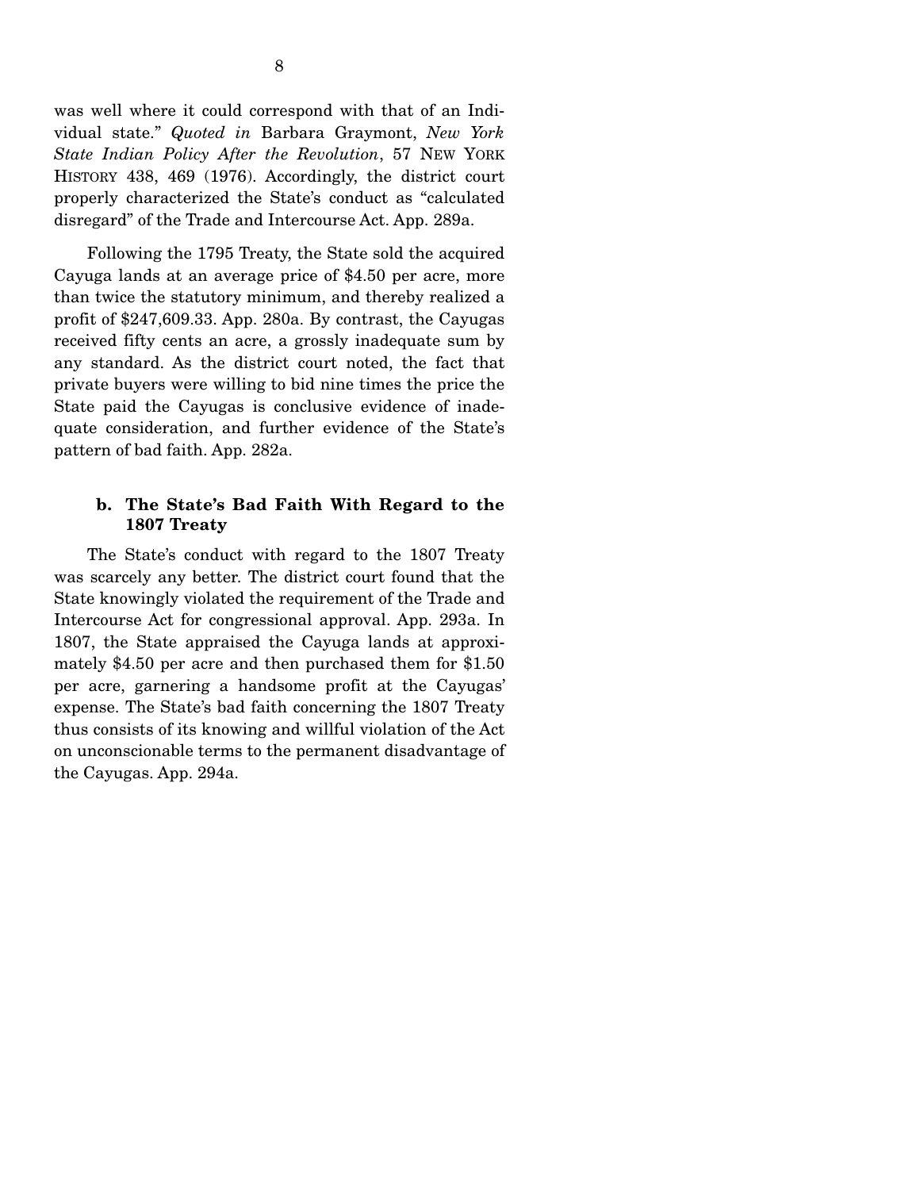was well where it could correspond with that of an Individual state." *Quoted in* Barbara Graymont, *New York State Indian Policy After the Revolution*, 57 NEW YORK HISTORY 438, 469 (1976). Accordingly, the district court properly characterized the State's conduct as "calculated disregard" of the Trade and Intercourse Act. App. 289a.

Following the 1795 Treaty, the State sold the acquired Cayuga lands at an average price of $4.50 per acre, more than twice the statutory minimum, and thereby realized a profit of $247,609.33. App. 280a. By contrast, the Cayugas received fifty cents an acre, a grossly inadequate sum by any standard. As the district court noted, the fact that private buyers were willing to bid nine times the price the State paid the Cayugas is conclusive evidence of inadequate consideration, and further evidence of the State's pattern of bad faith. App. 282a.

### b. The State's Bad Faith With Regard to the 1807 Treaty

The State's conduct with regard to the 1807 Treaty was scarcely any better. The district court found that the State knowingly violated the requirement of the Trade and Intercourse Act for congressional approval. App. 293a. In 1807, the State appraised the Cayuga lands at approximately $4.50 per acre and then purchased them for $1.50 per acre, garnering a handsome profit at the Cayugas' expense. The State's bad faith concerning the 1807 Treaty thus consists of its knowing and willful violation of the Act on unconscionable terms to the permanent disadvantage of the Cayugas. App. 294a.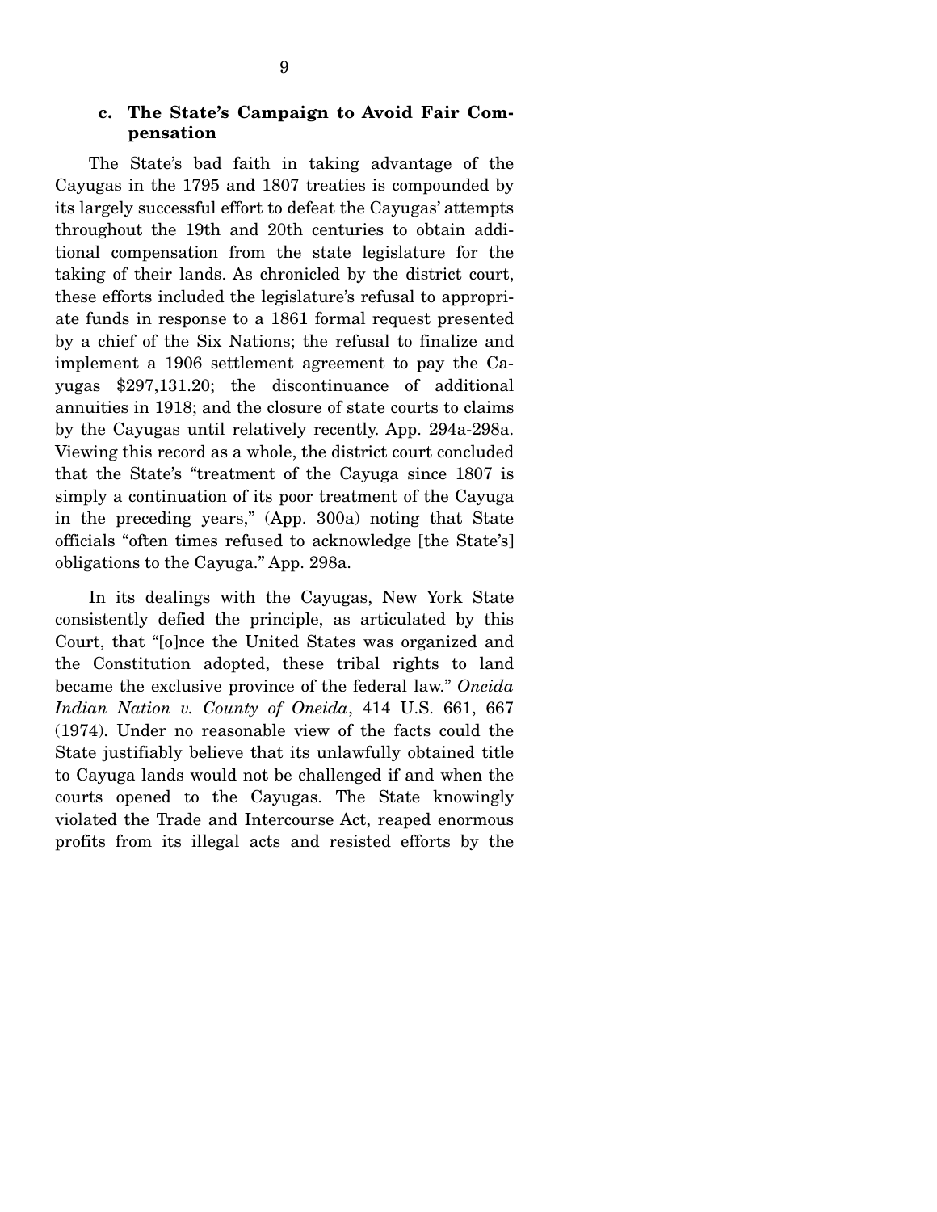### c. The State's Campaign to Avoid Fair Compensation

The State's bad faith in taking advantage of the Cayugas in the 1795 and 1807 treaties is compounded by its largely successful effort to defeat the Cayugas' attempts throughout the 19th and 20th centuries to obtain additional compensation from the state legislature for the taking of their lands. As chronicled by the district court, these efforts included the legislature's refusal to appropriate funds in response to a 1861 formal request presented by a chief of the Six Nations; the refusal to finalize and implement a 1906 settlement agreement to pay the Cayugas $297,131.20; the discontinuance of additional annuities in 1918; and the closure of state courts to claims by the Cayugas until relatively recently. App. 294a-298a. Viewing this record as a whole, the district court concluded that the State's "treatment of the Cayuga since 1807 is simply a continuation of its poor treatment of the Cayuga in the preceding years," (App. 300a) noting that State officials "often times refused to acknowledge [the State's] obligations to the Cayuga." App. 298a.

In its dealings with the Cayugas, New York State consistently defied the principle, as articulated by this Court, that "[o]nce the United States was organized and the Constitution adopted, these tribal rights to land became the exclusive province of the federal law." *Oneida Indian Nation v. County of Oneida*, 414 U.S. 661, 667 (1974). Under no reasonable view of the facts could the State justifiably believe that its unlawfully obtained title to Cayuga lands would not be challenged if and when the courts opened to the Cayugas. The State knowingly violated the Trade and Intercourse Act, reaped enormous profits from its illegal acts and resisted efforts by the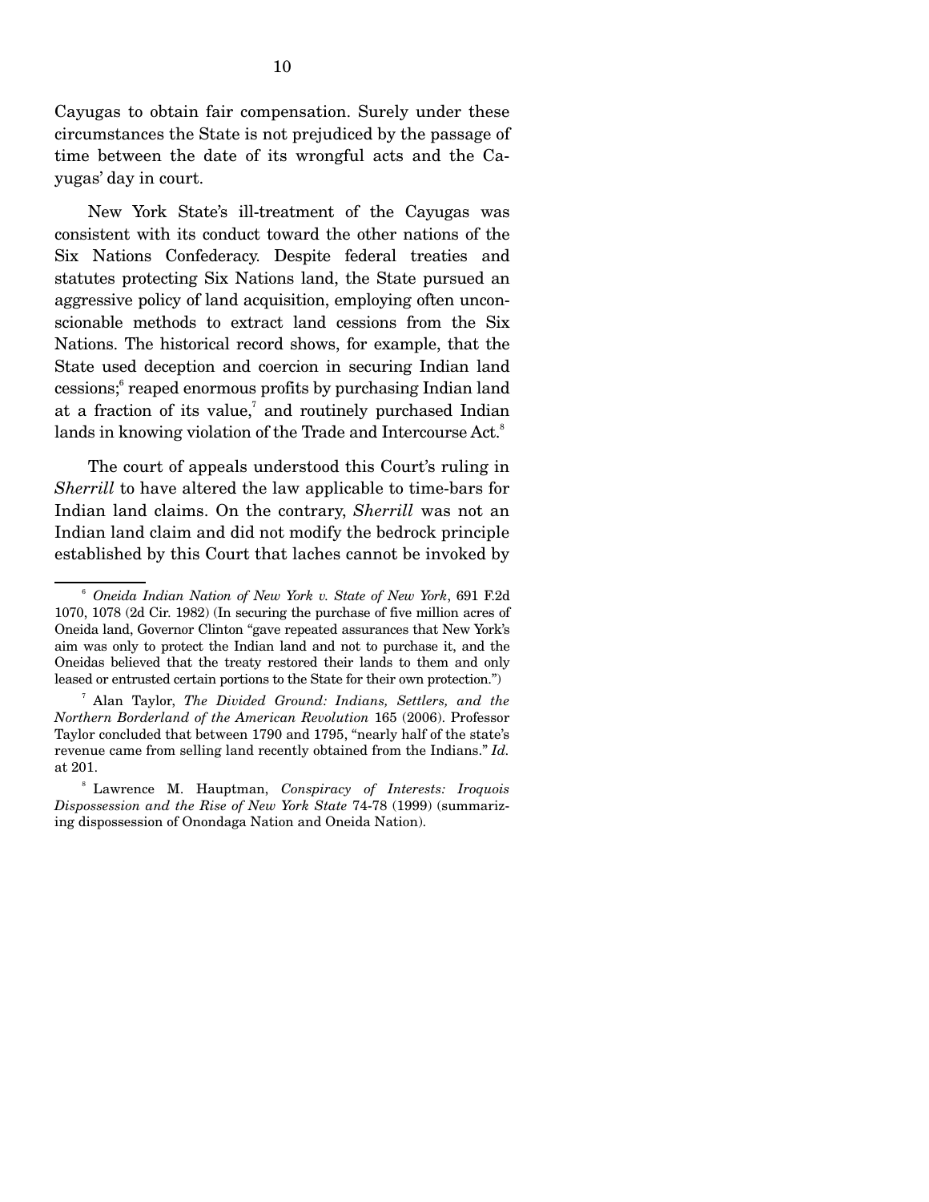Cayugas to obtain fair compensation. Surely under these circumstances the State is not prejudiced by the passage of time between the date of its wrongful acts and the Cayugas' day in court.

New York State's ill-treatment of the Cayugas was consistent with its conduct toward the other nations of the Six Nations Confederacy. Despite federal treaties and statutes protecting Six Nations land, the State pursued an aggressive policy of land acquisition, employing often unconscionable methods to extract land cessions from the Six Nations. The historical record shows, for example, that the State used deception and coercion in securing Indian land cessions;[6] reaped enormous profits by purchasing Indian land at a fraction of its value,[7] and routinely purchased Indian lands in knowing violation of the Trade and Intercourse Act.[8]

The court of appeals understood this Court's ruling in *Sherrill* to have altered the law applicable to time-bars for Indian land claims. On the contrary, *Sherrill* was not an Indian land claim and did not modify the bedrock principle established by this Court that laches cannot be invoked by

---

[6] *Oneida Indian Nation of New York v. State of New York*, 691 F.2d 1070, 1078 (2d Cir. 1982) (In securing the purchase of five million acres of Oneida land, Governor Clinton "gave repeated assurances that New York's aim was only to protect the Indian land and not to purchase it, and the Oneidas believed that the treaty restored their lands to them and only leased or entrusted certain portions to the State for their own protection.")

[7] Alan Taylor, *The Divided Ground: Indians, Settlers, and the Northern Borderland of the American Revolution* 165 (2006). Professor Taylor concluded that between 1790 and 1795, "nearly half of the state's revenue came from selling land recently obtained from the Indians." *Id.* at 201.

[8] Lawrence M. Hauptman, *Conspiracy of Interests: Iroquois Dispossession and the Rise of New York State* 74-78 (1999) (summarizing dispossession of Onondaga Nation and Oneida Nation).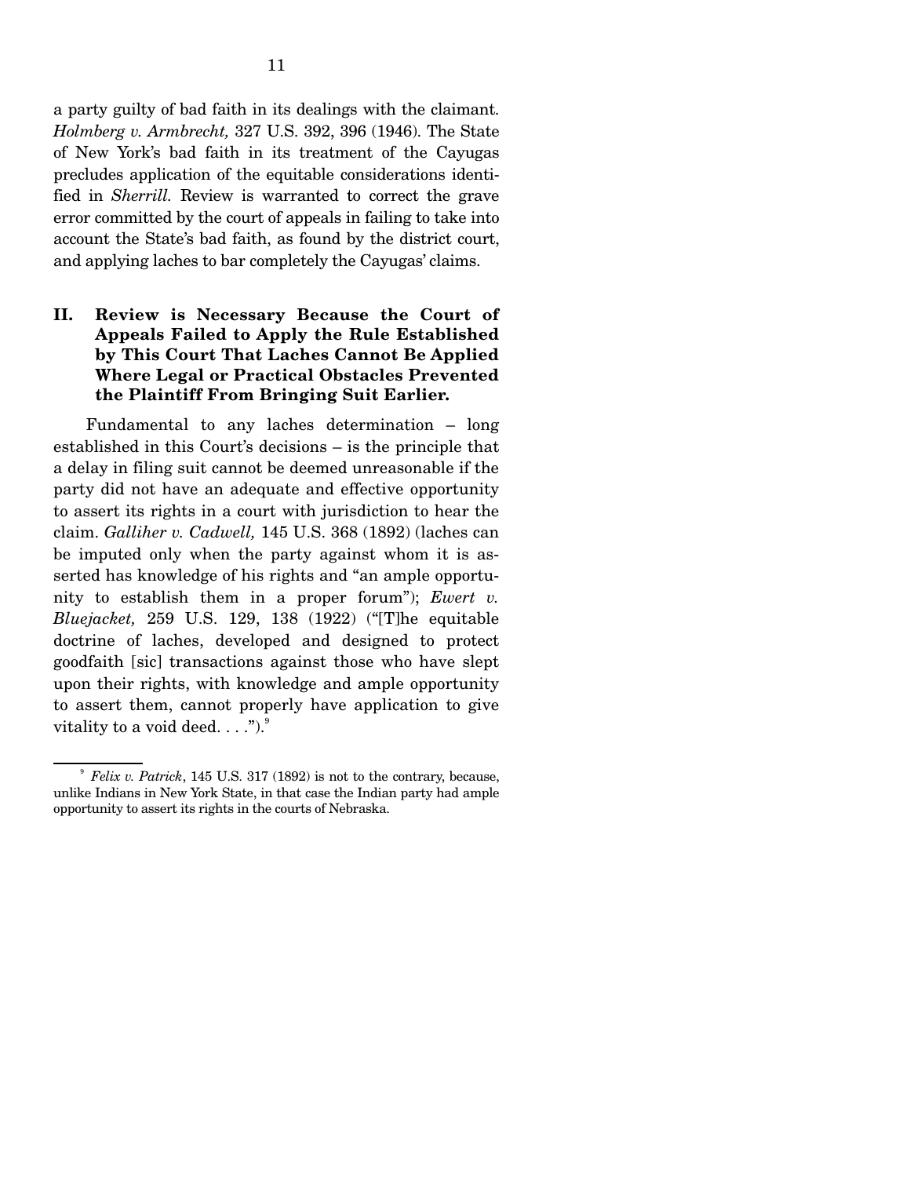a party guilty of bad faith in its dealings with the claimant. *Holmberg v. Armbrecht,* 327 U.S. 392, 396 (1946). The State of New York's bad faith in its treatment of the Cayugas precludes application of the equitable considerations identified in *Sherrill.* Review is warranted to correct the grave error committed by the court of appeals in failing to take into account the State's bad faith, as found by the district court, and applying laches to bar completely the Cayugas' claims.

## II. Review is Necessary Because the Court of Appeals Failed to Apply the Rule Established by This Court That Laches Cannot Be Applied Where Legal or Practical Obstacles Prevented the Plaintiff From Bringing Suit Earlier.

Fundamental to any laches determination – long established in this Court's decisions – is the principle that a delay in filing suit cannot be deemed unreasonable if the party did not have an adequate and effective opportunity to assert its rights in a court with jurisdiction to hear the claim. *Galliher v. Cadwell,* 145 U.S. 368 (1892) (laches can be imputed only when the party against whom it is asserted has knowledge of his rights and "an ample opportunity to establish them in a proper forum"); *Ewert v. Bluejacket,* 259 U.S. 129, 138 (1922) ("[T]he equitable doctrine of laches, developed and designed to protect goodfaith [sic] transactions against those who have slept upon their rights, with knowledge and ample opportunity to assert them, cannot properly have application to give vitality to a void deed. . . .").[9]

[9] *Felix v. Patrick*, 145 U.S. 317 (1892) is not to the contrary, because, unlike Indians in New York State, in that case the Indian party had ample opportunity to assert its rights in the courts of Nebraska.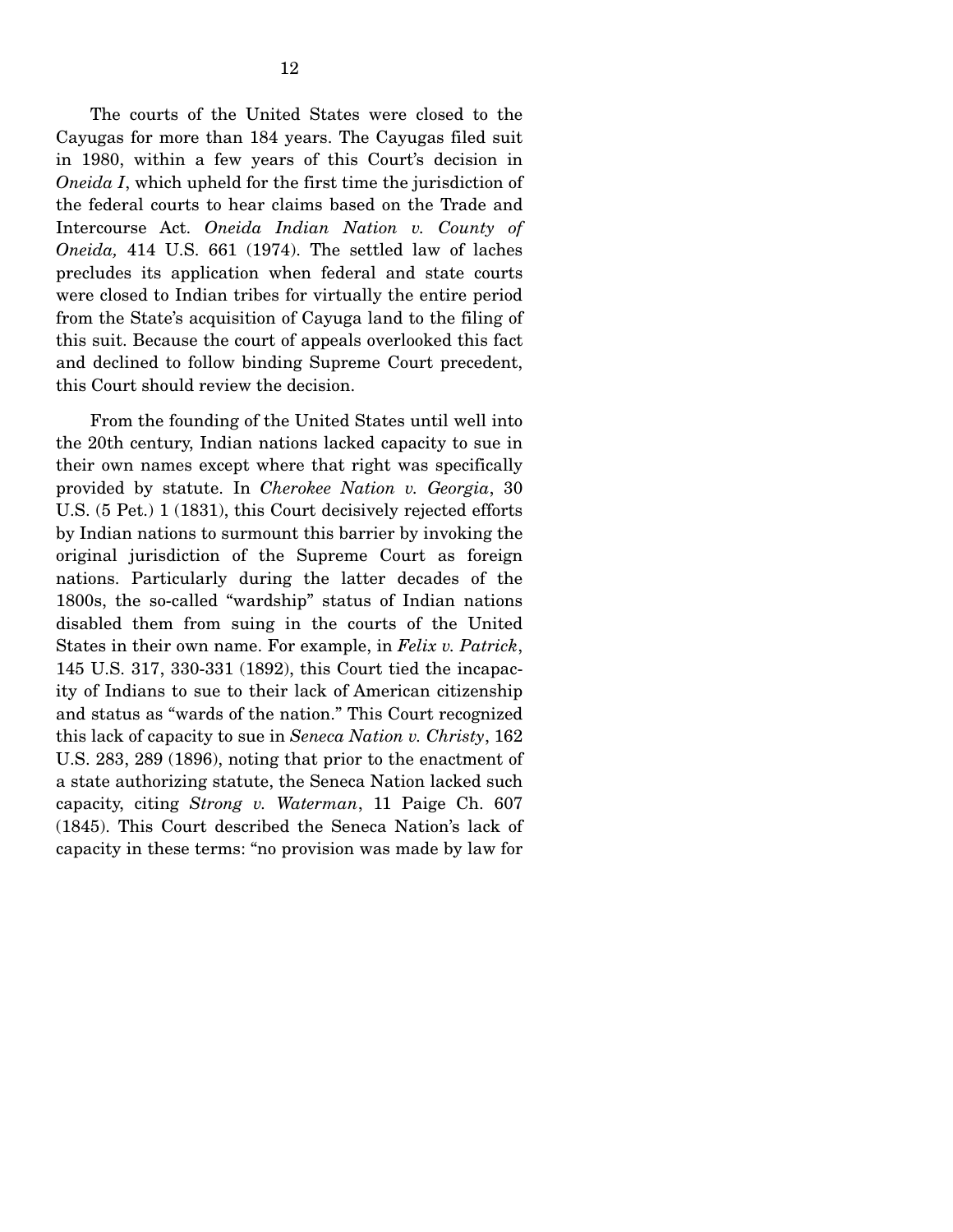The courts of the United States were closed to the Cayugas for more than 184 years. The Cayugas filed suit in 1980, within a few years of this Court's decision in *Oneida I*, which upheld for the first time the jurisdiction of the federal courts to hear claims based on the Trade and Intercourse Act. *Oneida Indian Nation v. County of Oneida,* 414 U.S. 661 (1974). The settled law of laches precludes its application when federal and state courts were closed to Indian tribes for virtually the entire period from the State's acquisition of Cayuga land to the filing of this suit. Because the court of appeals overlooked this fact and declined to follow binding Supreme Court precedent, this Court should review the decision.

From the founding of the United States until well into the 20th century, Indian nations lacked capacity to sue in their own names except where that right was specifically provided by statute. In *Cherokee Nation v. Georgia*, 30 U.S. (5 Pet.) 1 (1831), this Court decisively rejected efforts by Indian nations to surmount this barrier by invoking the original jurisdiction of the Supreme Court as foreign nations. Particularly during the latter decades of the 1800s, the so-called "wardship" status of Indian nations disabled them from suing in the courts of the United States in their own name. For example, in *Felix v. Patrick*, 145 U.S. 317, 330-331 (1892), this Court tied the incapacity of Indians to sue to their lack of American citizenship and status as "wards of the nation." This Court recognized this lack of capacity to sue in *Seneca Nation v. Christy*, 162 U.S. 283, 289 (1896), noting that prior to the enactment of a state authorizing statute, the Seneca Nation lacked such capacity, citing *Strong v. Waterman*, 11 Paige Ch. 607 (1845). This Court described the Seneca Nation's lack of capacity in these terms: "no provision was made by law for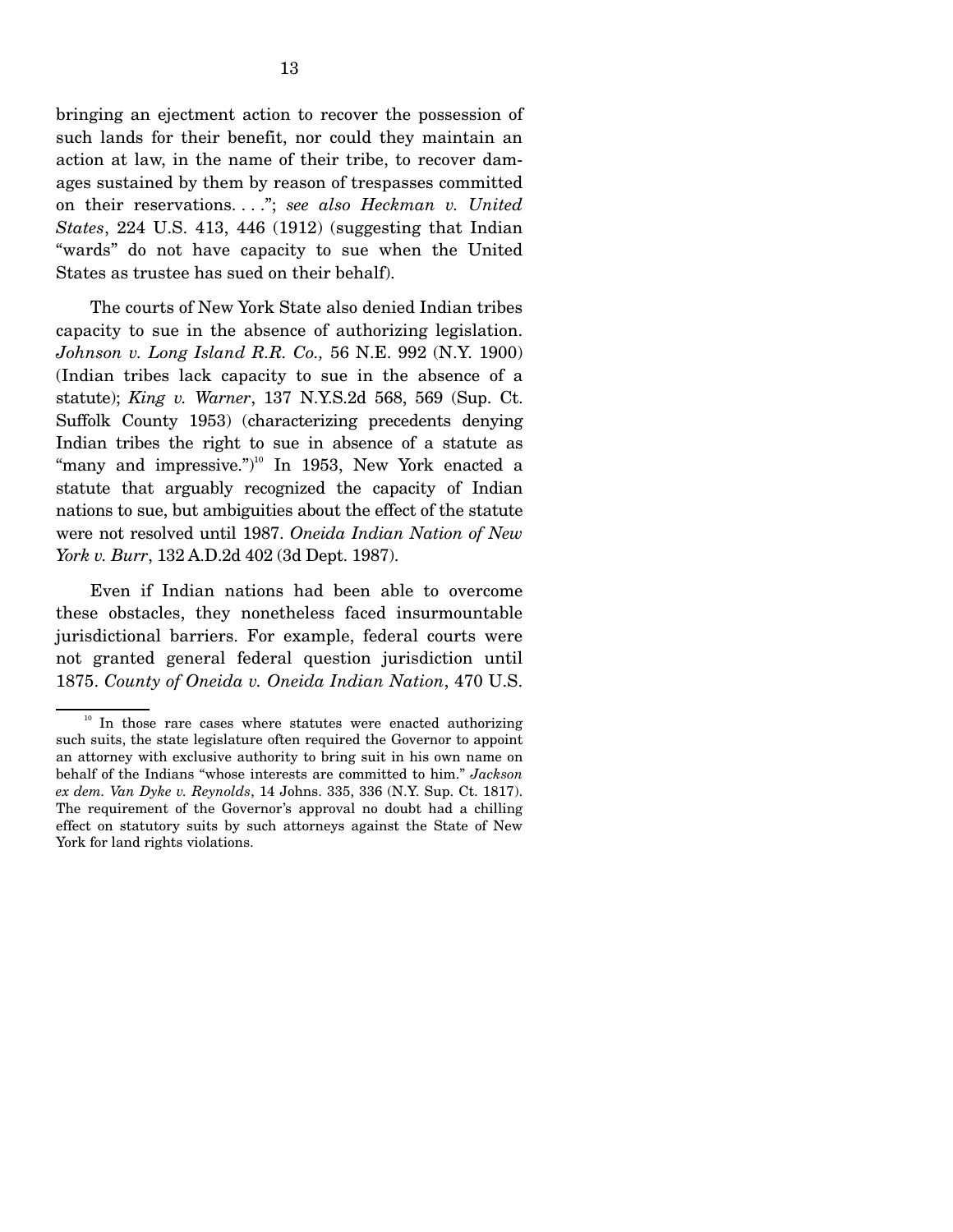bringing an ejectment action to recover the possession of such lands for their benefit, nor could they maintain an action at law, in the name of their tribe, to recover damages sustained by them by reason of trespasses committed on their reservations. . . ."; *see also Heckman v. United States*, 224 U.S. 413, 446 (1912) (suggesting that Indian "wards" do not have capacity to sue when the United States as trustee has sued on their behalf).

The courts of New York State also denied Indian tribes capacity to sue in the absence of authorizing legislation. *Johnson v. Long Island R.R. Co.,* 56 N.E. 992 (N.Y. 1900) (Indian tribes lack capacity to sue in the absence of a statute); *King v. Warner*, 137 N.Y.S.2d 568, 569 (Sup. Ct. Suffolk County 1953) (characterizing precedents denying Indian tribes the right to sue in absence of a statute as "many and impressive.")[10] In 1953, New York enacted a statute that arguably recognized the capacity of Indian nations to sue, but ambiguities about the effect of the statute were not resolved until 1987. *Oneida Indian Nation of New York v. Burr*, 132 A.D.2d 402 (3d Dept. 1987).

Even if Indian nations had been able to overcome these obstacles, they nonetheless faced insurmountable jurisdictional barriers. For example, federal courts were not granted general federal question jurisdiction until 1875. *County of Oneida v. Oneida Indian Nation*, 470 U.S.

---

[10] In those rare cases where statutes were enacted authorizing such suits, the state legislature often required the Governor to appoint an attorney with exclusive authority to bring suit in his own name on behalf of the Indians "whose interests are committed to him." *Jackson ex dem. Van Dyke v. Reynolds*, 14 Johns. 335, 336 (N.Y. Sup. Ct. 1817). The requirement of the Governor's approval no doubt had a chilling effect on statutory suits by such attorneys against the State of New York for land rights violations.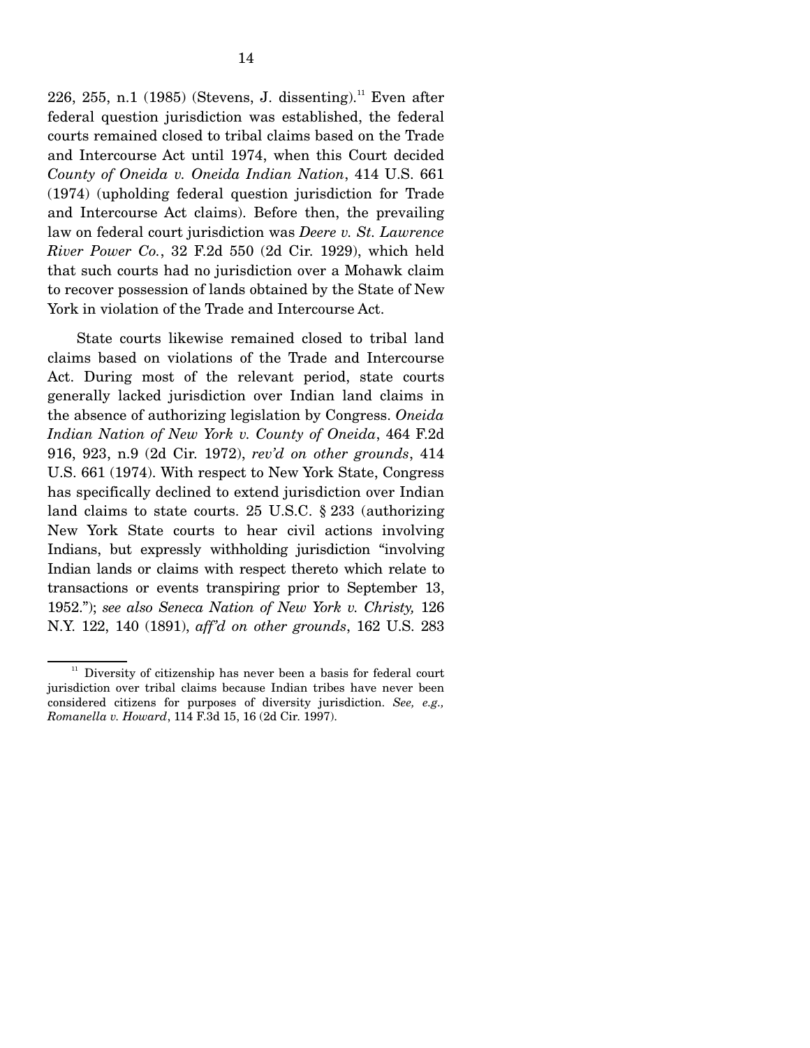226, 255, n.1 (1985) (Stevens, J. dissenting).[11] Even after federal question jurisdiction was established, the federal courts remained closed to tribal claims based on the Trade and Intercourse Act until 1974, when this Court decided *County of Oneida v. Oneida Indian Nation*, 414 U.S. 661 (1974) (upholding federal question jurisdiction for Trade and Intercourse Act claims). Before then, the prevailing law on federal court jurisdiction was *Deere v. St. Lawrence River Power Co.*, 32 F.2d 550 (2d Cir. 1929), which held that such courts had no jurisdiction over a Mohawk claim to recover possession of lands obtained by the State of New York in violation of the Trade and Intercourse Act.

State courts likewise remained closed to tribal land claims based on violations of the Trade and Intercourse Act. During most of the relevant period, state courts generally lacked jurisdiction over Indian land claims in the absence of authorizing legislation by Congress. *Oneida Indian Nation of New York v. County of Oneida*, 464 F.2d 916, 923, n.9 (2d Cir. 1972), *rev'd on other grounds*, 414 U.S. 661 (1974). With respect to New York State, Congress has specifically declined to extend jurisdiction over Indian land claims to state courts. 25 U.S.C. § 233 (authorizing New York State courts to hear civil actions involving Indians, but expressly withholding jurisdiction "involving Indian lands or claims with respect thereto which relate to transactions or events transpiring prior to September 13, 1952."); *see also Seneca Nation of New York v. Christy,* 126 N.Y. 122, 140 (1891), *aff'd on other grounds*, 162 U.S. 283

---

[11] Diversity of citizenship has never been a basis for federal court jurisdiction over tribal claims because Indian tribes have never been considered citizens for purposes of diversity jurisdiction. *See, e.g., Romanella v. Howard*, 114 F.3d 15, 16 (2d Cir. 1997).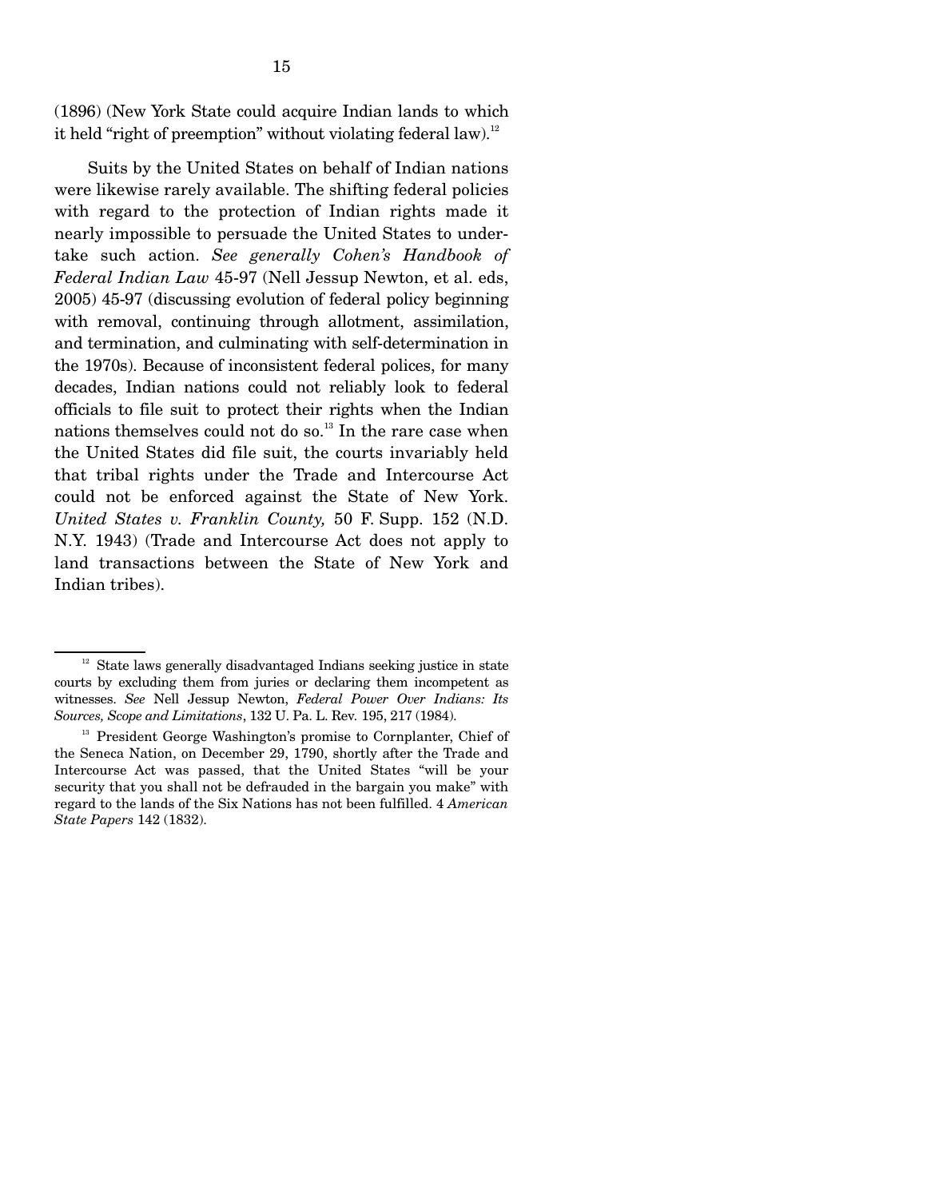(1896) (New York State could acquire Indian lands to which it held "right of preemption" without violating federal law).[12]

Suits by the United States on behalf of Indian nations were likewise rarely available. The shifting federal policies with regard to the protection of Indian rights made it nearly impossible to persuade the United States to undertake such action. *See generally Cohen's Handbook of Federal Indian Law* 45-97 (Nell Jessup Newton, et al. eds, 2005) 45-97 (discussing evolution of federal policy beginning with removal, continuing through allotment, assimilation, and termination, and culminating with self-determination in the 1970s). Because of inconsistent federal polices, for many decades, Indian nations could not reliably look to federal officials to file suit to protect their rights when the Indian nations themselves could not do so.[13] In the rare case when the United States did file suit, the courts invariably held that tribal rights under the Trade and Intercourse Act could not be enforced against the State of New York. *United States v. Franklin County,* 50 F. Supp. 152 (N.D. N.Y. 1943) (Trade and Intercourse Act does not apply to land transactions between the State of New York and Indian tribes).

---

[12] State laws generally disadvantaged Indians seeking justice in state courts by excluding them from juries or declaring them incompetent as witnesses. *See* Nell Jessup Newton, *Federal Power Over Indians: Its Sources, Scope and Limitations*, 132 U. Pa. L. Rev. 195, 217 (1984).

[13] President George Washington's promise to Cornplanter, Chief of the Seneca Nation, on December 29, 1790, shortly after the Trade and Intercourse Act was passed, that the United States "will be your security that you shall not be defrauded in the bargain you make" with regard to the lands of the Six Nations has not been fulfilled. 4 *American State Papers* 142 (1832).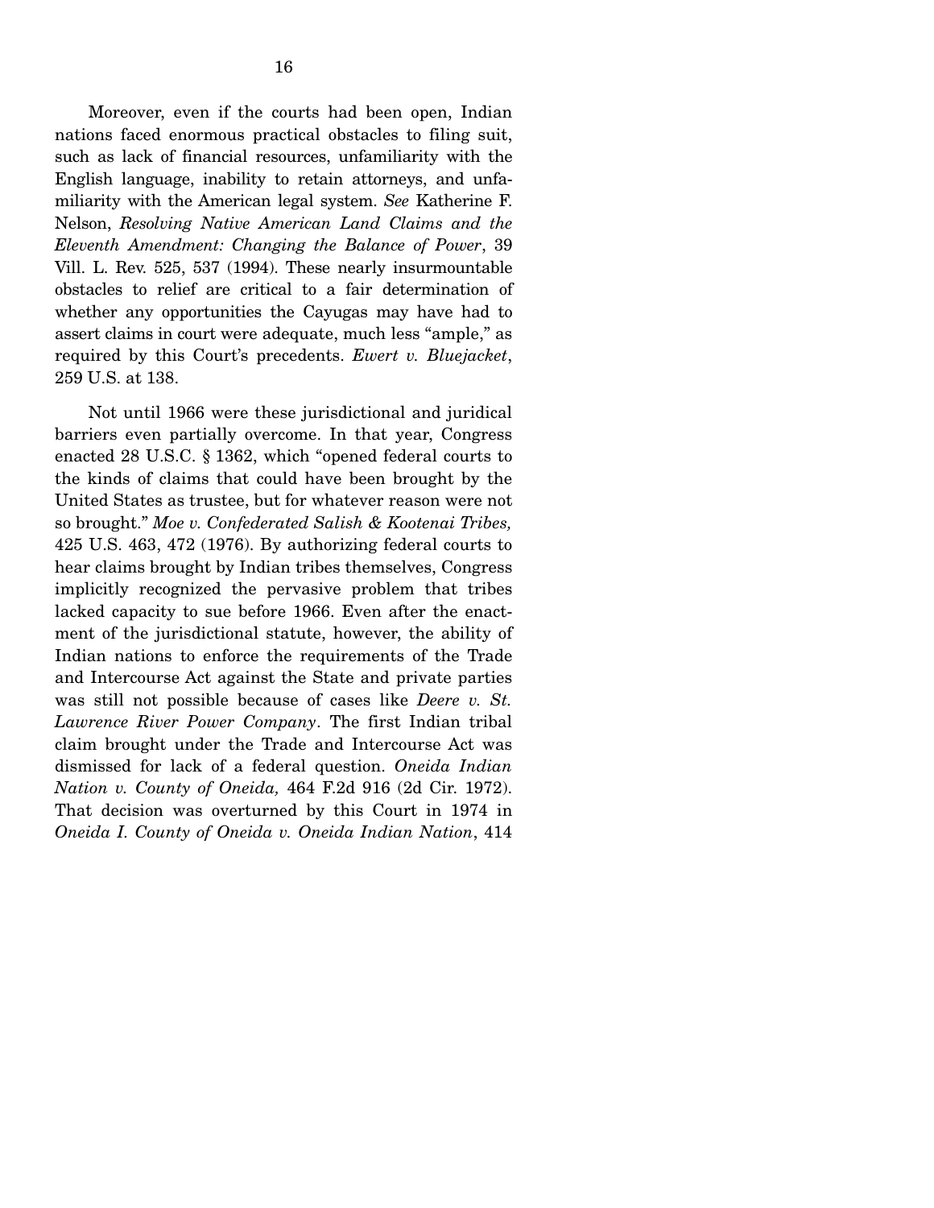Moreover, even if the courts had been open, Indian nations faced enormous practical obstacles to filing suit, such as lack of financial resources, unfamiliarity with the English language, inability to retain attorneys, and unfamiliarity with the American legal system. *See* Katherine F. Nelson, *Resolving Native American Land Claims and the Eleventh Amendment: Changing the Balance of Power*, 39 Vill. L. Rev. 525, 537 (1994). These nearly insurmountable obstacles to relief are critical to a fair determination of whether any opportunities the Cayugas may have had to assert claims in court were adequate, much less "ample," as required by this Court's precedents. *Ewert v. Bluejacket*, 259 U.S. at 138.

Not until 1966 were these jurisdictional and juridical barriers even partially overcome. In that year, Congress enacted 28 U.S.C. § 1362, which "opened federal courts to the kinds of claims that could have been brought by the United States as trustee, but for whatever reason were not so brought." *Moe v. Confederated Salish & Kootenai Tribes,* 425 U.S. 463, 472 (1976). By authorizing federal courts to hear claims brought by Indian tribes themselves, Congress implicitly recognized the pervasive problem that tribes lacked capacity to sue before 1966. Even after the enactment of the jurisdictional statute, however, the ability of Indian nations to enforce the requirements of the Trade and Intercourse Act against the State and private parties was still not possible because of cases like *Deere v. St. Lawrence River Power Company*. The first Indian tribal claim brought under the Trade and Intercourse Act was dismissed for lack of a federal question. *Oneida Indian Nation v. County of Oneida,* 464 F.2d 916 (2d Cir. 1972). That decision was overturned by this Court in 1974 in *Oneida I. County of Oneida v. Oneida Indian Nation*, 414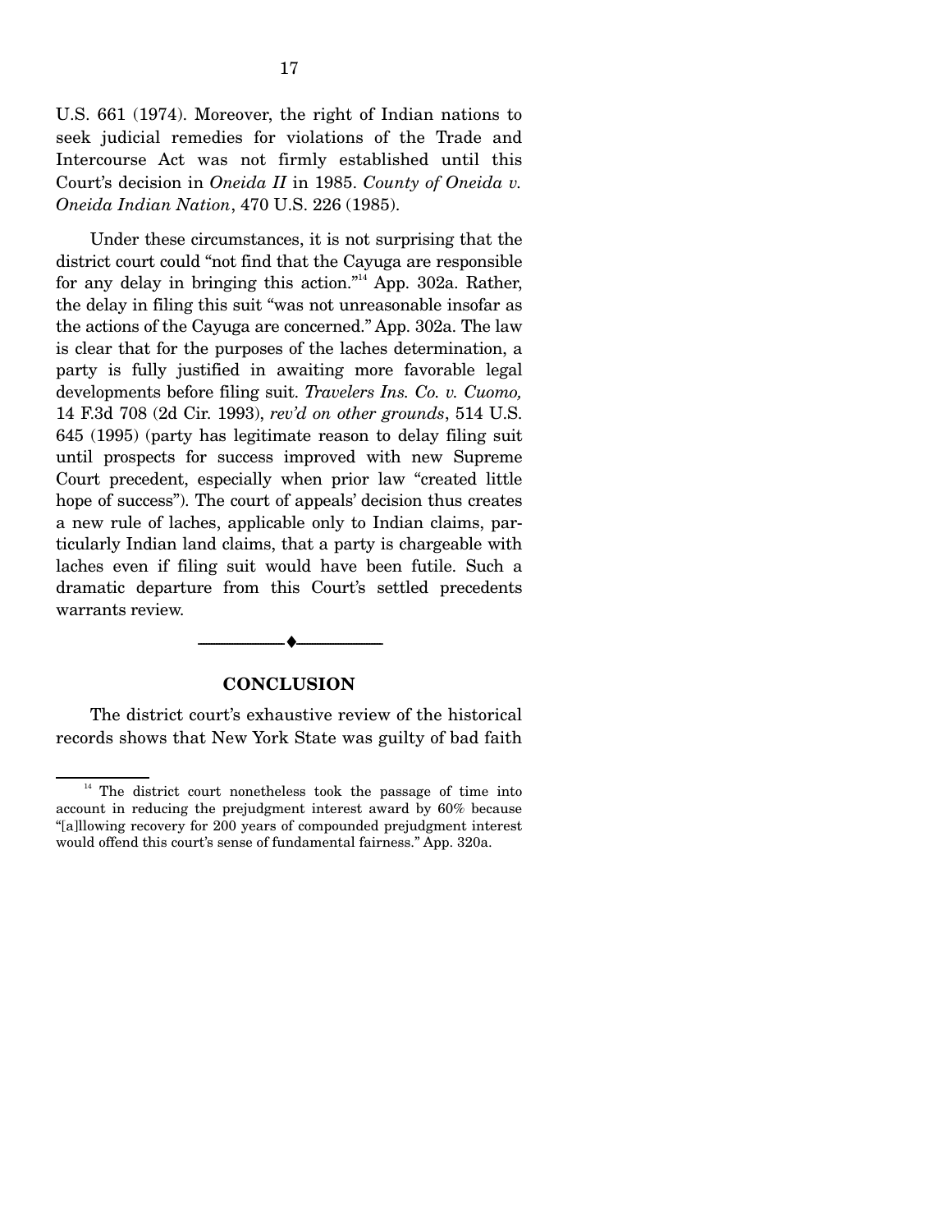U.S. 661 (1974). Moreover, the right of Indian nations to seek judicial remedies for violations of the Trade and Intercourse Act was not firmly established until this Court's decision in *Oneida II* in 1985. *County of Oneida v. Oneida Indian Nation*, 470 U.S. 226 (1985).

Under these circumstances, it is not surprising that the district court could "not find that the Cayuga are responsible for any delay in bringing this action."[14] App. 302a. Rather, the delay in filing this suit "was not unreasonable insofar as the actions of the Cayuga are concerned." App. 302a. The law is clear that for the purposes of the laches determination, a party is fully justified in awaiting more favorable legal developments before filing suit. *Travelers Ins. Co. v. Cuomo,* 14 F.3d 708 (2d Cir. 1993), *rev'd on other grounds*, 514 U.S. 645 (1995) (party has legitimate reason to delay filing suit until prospects for success improved with new Supreme Court precedent, especially when prior law "created little hope of success"). The court of appeals' decision thus creates a new rule of laches, applicable only to Indian claims, particularly Indian land claims, that a party is chargeable with laches even if filing suit would have been futile. Such a dramatic departure from this Court's settled precedents warrants review.

---

## CONCLUSION

The district court's exhaustive review of the historical records shows that New York State was guilty of bad faith

[14] The district court nonetheless took the passage of time into account in reducing the prejudgment interest award by 60% because "[a]llowing recovery for 200 years of compounded prejudgment interest would offend this court's sense of fundamental fairness." App. 320a.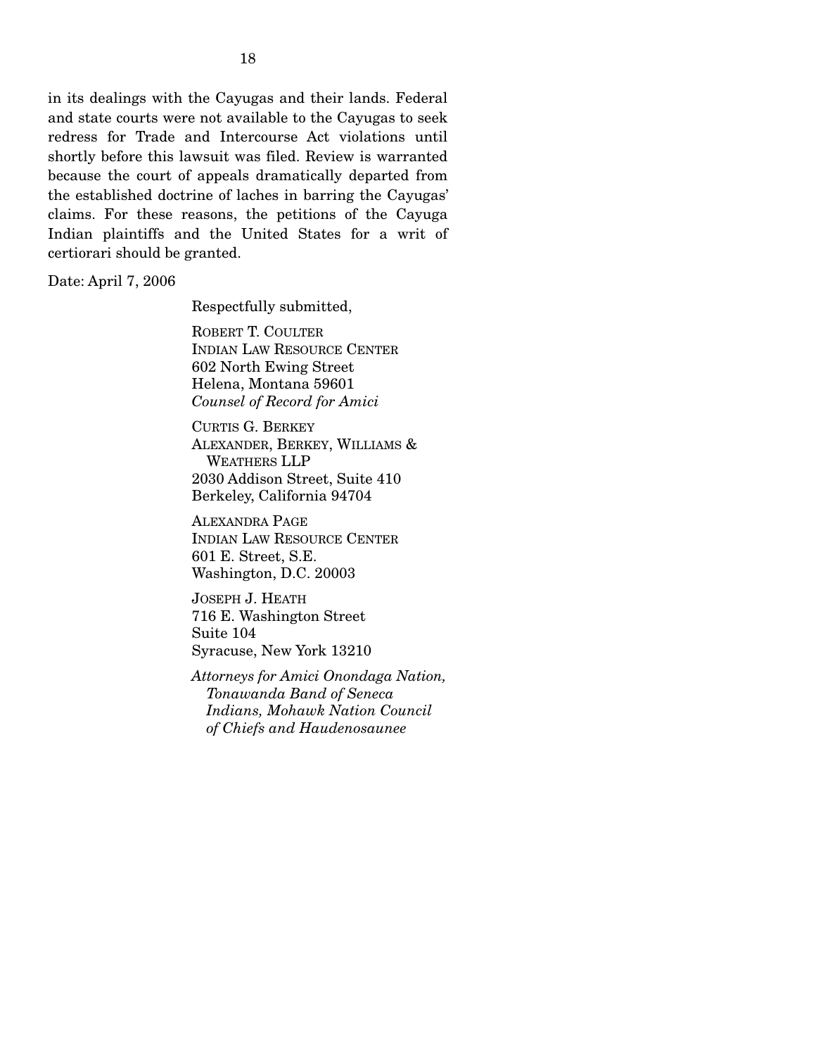in its dealings with the Cayugas and their lands. Federal and state courts were not available to the Cayugas to seek redress for Trade and Intercourse Act violations until shortly before this lawsuit was filed. Review is warranted because the court of appeals dramatically departed from the established doctrine of laches in barring the Cayugas' claims. For these reasons, the petitions of the Cayuga Indian plaintiffs and the United States for a writ of certiorari should be granted.

Date: April 7, 2006

Respectfully submitted,

ROBERT T. COULTER
INDIAN LAW RESOURCE CENTER
602 North Ewing Street
Helena, Montana 59601
*Counsel of Record for Amici*

CURTIS G. BERKEY
ALEXANDER, BERKEY, WILLIAMS & WEATHERS LLP
2030 Addison Street, Suite 410
Berkeley, California 94704

ALEXANDRA PAGE
INDIAN LAW RESOURCE CENTER
601 E. Street, S.E.
Washington, D.C. 20003

JOSEPH J. HEATH
716 E. Washington Street
Suite 104
Syracuse, New York 13210

*Attorneys for Amici Onondaga Nation, Tonawanda Band of Seneca Indians, Mohawk Nation Council of Chiefs and Haudenosaunee*